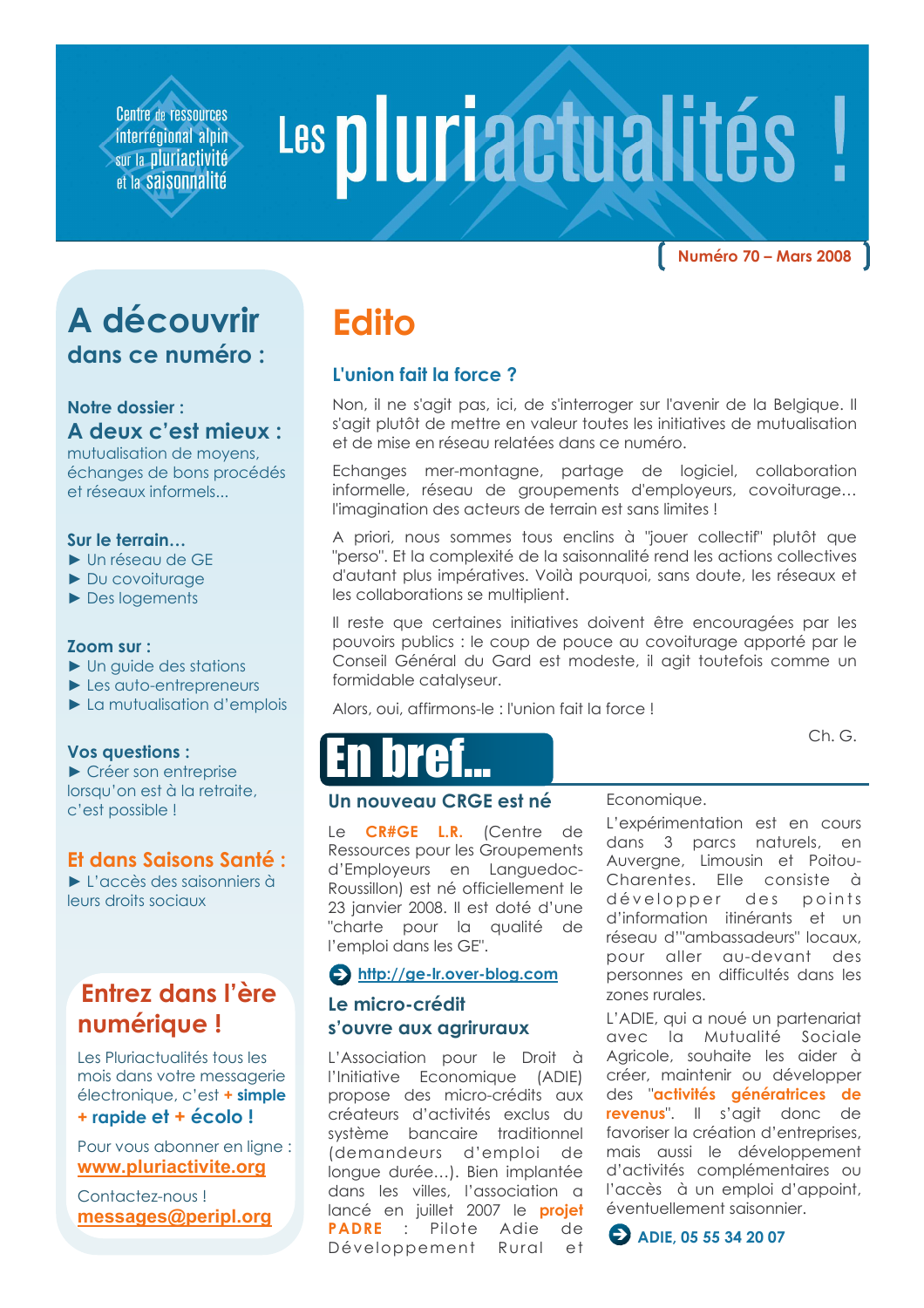Centre de ressources interrégional alpin sur la pluriactivité et la saisonnalité

# Les pluriactualités !

Numéro 70 – Mars 2008

## A découvrir dans ce numéro :

**Notre dossier :**

**A deux c'est mieux :** mutualisation de moyens, échanges de bons procédés et réseaux informels...

**Sur le terrain...**

► Un réseau de GE
► Du covoiturage
► Des logements

**Zoom sur :**

► Un guide des stations
► Les auto-entrepreneurs
► La mutualisation d'emplois

**Vos questions :**

► Créer son entreprise lorsqu'on est à la retraite, c'est possible !

**Et dans Saisons Santé :**

► L'accès des saisonniers à leurs droits sociaux

### Entrez dans l'ère numérique !

Les Pluriactualités tous les mois dans votre messagerie électronique, c'est **+ simple + rapide et + écolo !**

Pour vous abonner en ligne : **www.pluriactivite.org**

Contactez-nous ! **messages@peripl.org**

# Edito

### L'union fait la force ?

Non, il ne s'agit pas, ici, de s'interroger sur l'avenir de la Belgique. Il s'agit plutôt de mettre en valeur toutes les initiatives de mutualisation et de mise en réseau relatées dans ce numéro.

Echanges mer-montagne, partage de logiciel, collaboration informelle, réseau de groupements d'employeurs, covoiturage... l'imagination des acteurs de terrain est sans limites !

A priori, nous sommes tous enclins à "jouer collectif" plutôt que "perso". Et la complexité de la saisonnalité rend les actions collectives d'autant plus impératives. Voilà pourquoi, sans doute, les réseaux et les collaborations se multiplient.

Il reste que certaines initiatives doivent être encouragées par les pouvoirs publics : le coup de pouce au covoiturage apporté par le Conseil Général du Gard est modeste, il agit toutefois comme un formidable catalyseur.

Alors, oui, affirmons-le : l'union fait la force !

Ch. G.

# En bref...

### Un nouveau CRGE est né

Le **CR#GE L.R.** (Centre de Ressources pour les Groupements d'Employeurs en Languedoc-Roussillon) est né officiellement le 23 janvier 2008. Il est doté d'une "charte pour la qualité de l'emploi dans les GE".

➔ http://ge-lr.over-blog.com

### Le micro-crédit s'ouvre aux agriruraux

L'Association pour le Droit à l'Initiative Economique (ADIE) propose des micro-crédits aux créateurs d'activités exclus du système bancaire traditionnel (demandeurs d'emploi de longue durée...). Bien implantée dans les villes, l'association a lancé en juillet 2007 le **projet PADRE** : Pilote Adie de Développement Rural et Economique.

L'expérimentation est en cours dans 3 parcs naturels, en Auvergne, Limousin et Poitou-Charentes. Elle consiste à développer des points d'information itinérants et un réseau d'"ambassadeurs" locaux, pour aller au-devant des personnes en difficultés dans les zones rurales.

L'ADIE, qui a noué un partenariat avec la Mutualité Sociale Agricole, souhaite les aider à créer, maintenir ou développer des "**activités génératrices de revenus**". Il s'agit donc de favoriser la création d'entreprises, mais aussi le développement d'activités complémentaires ou l'accès à un emploi d'appoint, éventuellement saisonnier.

➔ **ADIE, 05 55 34 20 07**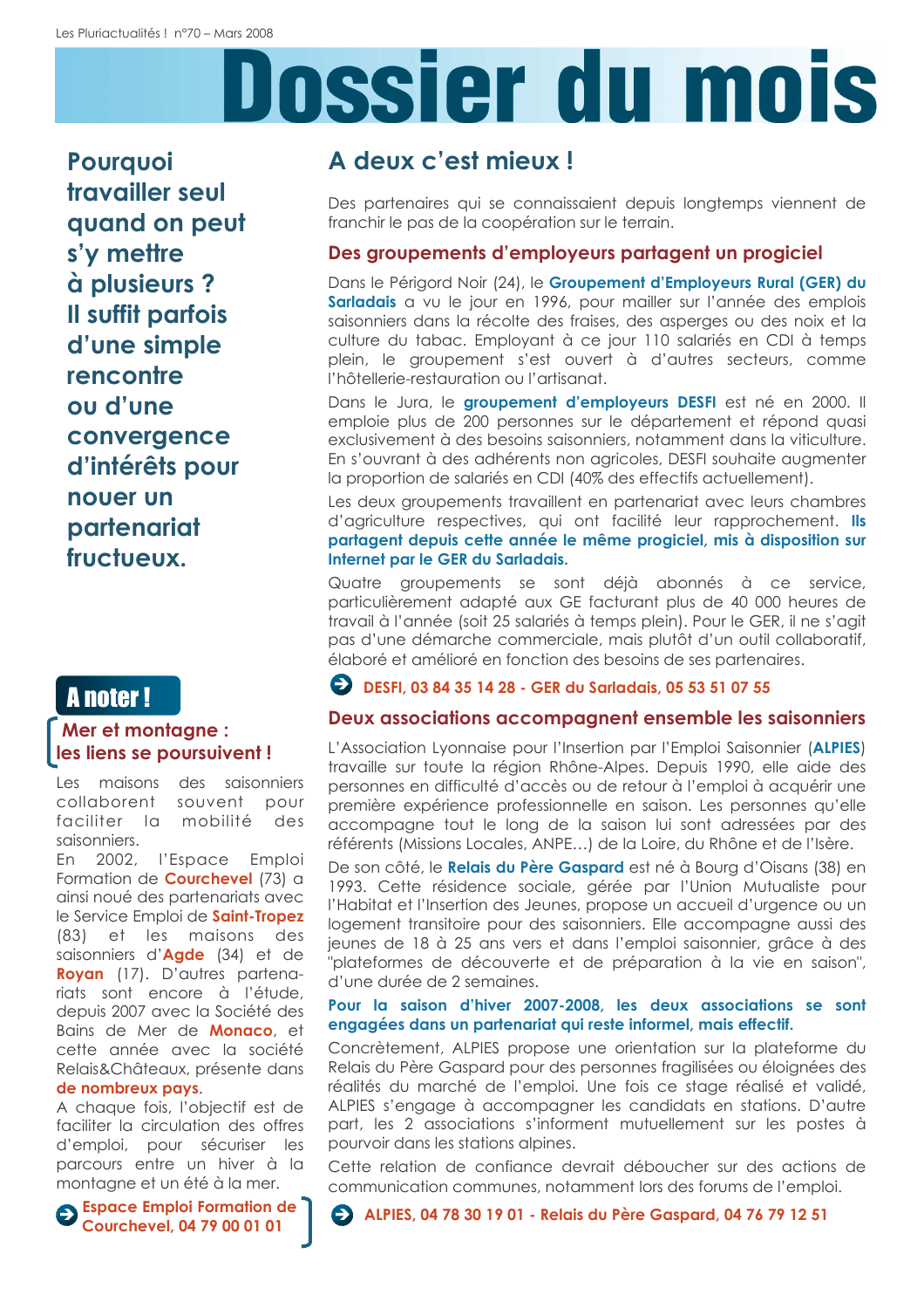# Dossier du mois

**Pourquoi travailler seul quand on peut s'y mettre à plusieurs ? Il suffit parfois d'une simple rencontre ou d'une convergence d'intérêts pour nouer un partenariat fructueux.**

## A deux c'est mieux !

Des partenaires qui se connaissaient depuis longtemps viennent de franchir le pas de la coopération sur le terrain.

### Des groupements d'employeurs partagent un progiciel

Dans le Périgord Noir (24), le **Groupement d'Employeurs Rural (GER) du Sarladais** a vu le jour en 1996, pour mailler sur l'année des emplois saisonniers dans la récolte des fraises, des asperges ou des noix et la culture du tabac. Employant à ce jour 110 salariés en CDI à temps plein, le groupement s'est ouvert à d'autres secteurs, comme l'hôtellerie-restauration ou l'artisanat.

Dans le Jura, le **groupement d'employeurs DESFI** est né en 2000. Il emploie plus de 200 personnes sur le département et répond quasi exclusivement à des besoins saisonniers, notamment dans la viticulture. En s'ouvrant à des adhérents non agricoles, DESFI souhaite augmenter la proportion de salariés en CDI (40% des effectifs actuellement).

Les deux groupements travaillent en partenariat avec leurs chambres d'agriculture respectives, qui ont facilité leur rapprochement. **Ils partagent depuis cette année le même progiciel, mis à disposition sur Internet par le GER du Sarladais.**

Quatre groupements se sont déjà abonnés à ce service, particulièrement adapté aux GE facturant plus de 40 000 heures de travail à l'année (soit 25 salariés à temps plein). Pour le GER, il ne s'agit pas d'une démarche commerciale, mais plutôt d'un outil collaboratif, élaboré et amélioré en fonction des besoins de ses partenaires.

➔ **DESFI, 03 84 35 14 28 - GER du Sarladais, 05 53 51 07 55**

### Deux associations accompagnent ensemble les saisonniers

L'Association Lyonnaise pour l'Insertion par l'Emploi Saisonnier (**ALPIES**) travaille sur toute la région Rhône-Alpes. Depuis 1990, elle aide des personnes en difficulté d'accès ou de retour à l'emploi à acquérir une première expérience professionnelle en saison. Les personnes qu'elle accompagne tout le long de la saison lui sont adressées par des référents (Missions Locales, ANPE…) de la Loire, du Rhône et de l'Isère.

De son côté, le **Relais du Père Gaspard** est né à Bourg d'Oisans (38) en 1993. Cette résidence sociale, gérée par l'Union Mutualiste pour l'Habitat et l'Insertion des Jeunes, propose un accueil d'urgence ou un logement transitoire pour des saisonniers. Elle accompagne aussi des jeunes de 18 à 25 ans vers et dans l'emploi saisonnier, grâce à des "plateformes de découverte et de préparation à la vie en saison", d'une durée de 2 semaines.

**Pour la saison d'hiver 2007-2008, les deux associations se sont engagées dans un partenariat qui reste informel, mais effectif.**

Concrètement, ALPIES propose une orientation sur la plateforme du Relais du Père Gaspard pour des personnes fragilisées ou éloignées des réalités du marché de l'emploi. Une fois ce stage réalisé et validé, ALPIES s'engage à accompagner les candidats en stations. D'autre part, les 2 associations s'informent mutuellement sur les postes à pourvoir dans les stations alpines.

Cette relation de confiance devrait déboucher sur des actions de communication communes, notamment lors des forums de l'emploi.

➔ **ALPIES, 04 78 30 19 01 - Relais du Père Gaspard, 04 76 79 12 51**

---

**A noter !**

**Mer et montagne : les liens se poursuivent !**

Les maisons des saisonniers collaborent souvent pour faciliter la mobilité des saisonniers.

En 2002, l'Espace Emploi Formation de **Courchevel** (73) a ainsi noué des partenariats avec le Service Emploi de **Saint-Tropez** (83) et les maisons des saisonniers d'**Agde** (34) et de **Royan** (17). D'autres partenariats sont encore à l'étude, depuis 2007 avec la Société des Bains de Mer de **Monaco**, et cette année avec la société Relais&Châteaux, présente dans **de nombreux pays**.

A chaque fois, l'objectif est de faciliter la circulation des offres d'emploi, pour sécuriser les parcours entre un hiver à la montagne et un été à la mer.

➔ **Espace Emploi Formation de Courchevel, 04 79 00 01 01**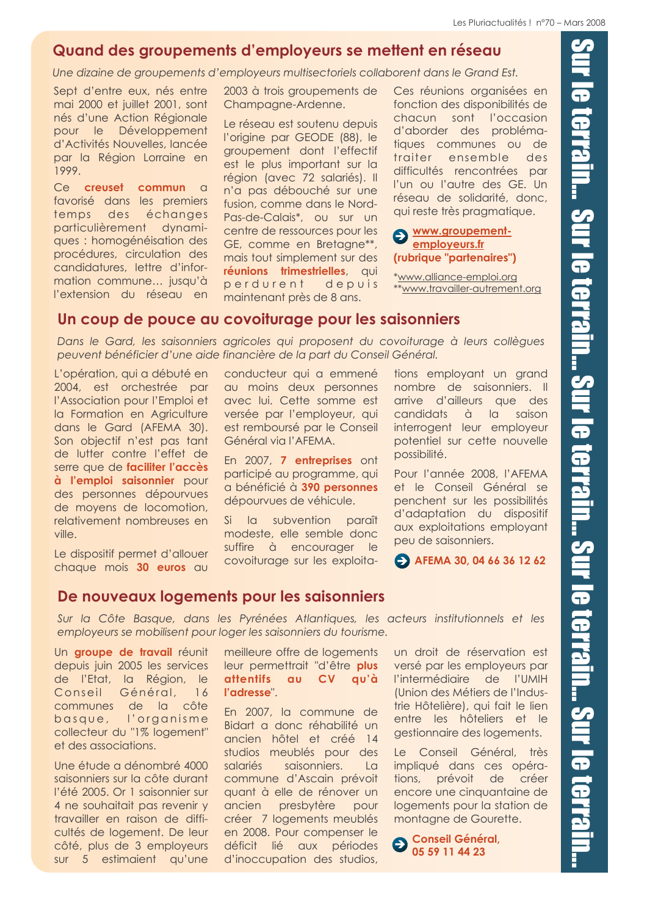## Quand des groupements d'employeurs se mettent en réseau

*Une dizaine de groupements d'employeurs multisectoriels collaborent dans le Grand Est.*

Sept d'entre eux, nés entre mai 2000 et juillet 2001, sont nés d'une Action Régionale pour le Développement d'Activités Nouvelles, lancée par la Région Lorraine en 1999.

Ce **creuset commun** a favorisé dans les premiers temps des échanges particulièrement dynamiques : homogénéisation des procédures, circulation des candidatures, lettre d'information commune... jusqu'à l'extension du réseau en 2003 à trois groupements de Champagne-Ardenne.

Le réseau est soutenu depuis l'origine par GEODE (88), le groupement dont l'effectif est le plus important sur la région (avec 72 salariés). Il n'a pas débouché sur une fusion, comme dans le Nord-Pas-de-Calais*, ou sur un centre de ressources pour les GE, comme en Bretagne**, mais tout simplement sur des **réunions trimestrielles**, qui perdurent depuis maintenant près de 8 ans.

Ces réunions organisées en fonction des disponibilités de chacun sont l'occasion d'aborder des problématiques communes ou de traiter ensemble des difficultés rencontrées par l'un ou l'autre des GE. Un réseau de solidarité, donc, qui reste très pragmatique.

➔ **www.groupement-employeurs.fr (rubrique "partenaires")**

*www.alliance-emploi.org
**www.travailler-autrement.org

## Un coup de pouce au covoiturage pour les saisonniers

*Dans le Gard, les saisonniers agricoles qui proposent du covoiturage à leurs collègues peuvent bénéficier d'une aide financière de la part du Conseil Général.*

L'opération, qui a débuté en 2004, est orchestrée par l'Association pour l'Emploi et la Formation en Agriculture dans le Gard (AFEMA 30). Son objectif n'est pas tant de lutter contre l'effet de serre que de **faciliter l'accès à l'emploi saisonnier** pour des personnes dépourvues de moyens de locomotion, relativement nombreuses en ville.

Le dispositif permet d'allouer chaque mois **30 euros** au conducteur qui a emmené au moins deux personnes avec lui. Cette somme est versée par l'employeur, qui est remboursé par le Conseil Général via l'AFEMA.

En 2007, **7 entreprises** ont participé au programme, qui a bénéficié à **390 personnes** dépourvues de véhicule.

Si la subvention paraît modeste, elle semble donc suffire à encourager le covoiturage sur les exploitations employant un grand nombre de saisonniers. Il arrive d'ailleurs que des candidats à la saison interrogent leur employeur potentiel sur cette nouvelle possibilité.

Pour l'année 2008, l'AFEMA et le Conseil Général se penchent sur les possibilités d'adaptation du dispositif aux exploitations employant peu de saisonniers.

➔ **AFEMA 30, 04 66 36 12 62**

## De nouveaux logements pour les saisonniers

*Sur la Côte Basque, dans les Pyrénées Atlantiques, les acteurs institutionnels et les employeurs se mobilisent pour loger les saisonniers du tourisme.*

Un **groupe de travail** réunit depuis juin 2005 les services de l'Etat, la Région, le Conseil Général, 16 communes de la côte basque, l'organisme collecteur du "1% logement" et des associations.

Une étude a dénombré 4000 saisonniers sur la côte durant l'été 2005. Or 1 saisonnier sur 4 ne souhaitait pas revenir y travailler en raison de difficultés de logement. De leur côté, plus de 3 employeurs sur 5 estimaient qu'une meilleure offre de logements leur permettrait "d'être **plus attentifs au CV qu'à l'adresse**".

En 2007, la commune de Bidart a donc réhabilité un ancien hôtel et créé 14 studios meublés pour des salariés saisonniers. La commune d'Ascain prévoit quant à elle de rénover un ancien presbytère pour créer 7 logements meublés en 2008. Pour compenser le déficit lié aux périodes d'inoccupation des studios, un droit de réservation est versé par les employeurs par l'intermédiaire de l'UMIH (Union des Métiers de l'Industrie Hôtelière), qui fait le lien entre les hôteliers et le gestionnaire des logements.

Le Conseil Général, très impliqué dans ces opérations, prévoit de créer encore une cinquantaine de logements pour la station de montagne de Gourette.

➔ **Conseil Général, 05 59 11 44 23**

Sur le terrain... Sur le terrain... Sur le terrain... Sur le terrain... Sur le terrain...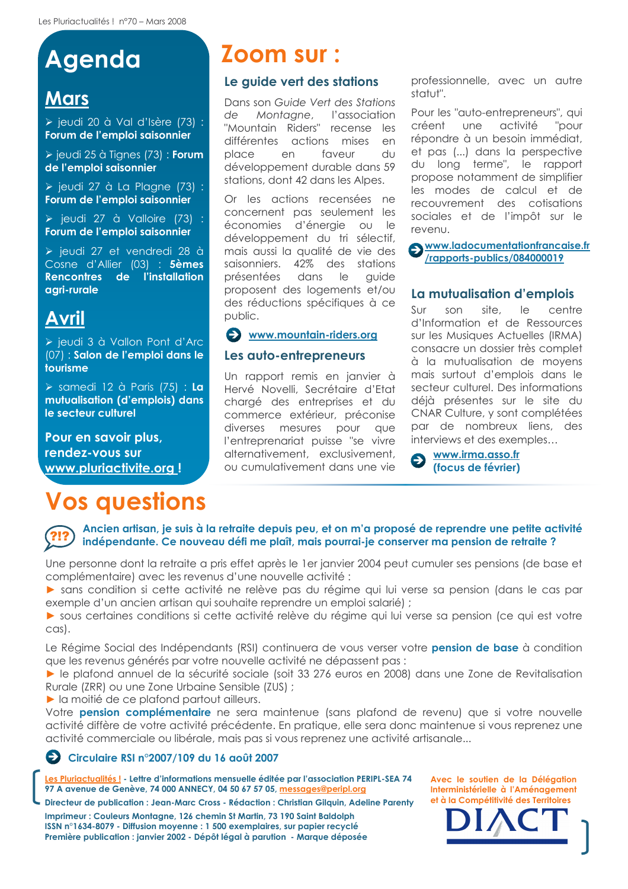# Agenda

## Mars

- jeudi 20 à Val d'Isère (73) : **Forum de l'emploi saisonnier**
- jeudi 25 à Tignes (73) : **Forum de l'emploi saisonnier**
- jeudi 27 à La Plagne (73) : **Forum de l'emploi saisonnier**
- jeudi 27 à Valloire (73) : **Forum de l'emploi saisonnier**
- jeudi 27 et vendredi 28 à Cosne d'Allier (03) : **5èmes Rencontres de l'installation agri-rurale**

## Avril

- jeudi 3 à Vallon Pont d'Arc (07) : **Salon de l'emploi dans le tourisme**
- samedi 12 à Paris (75) : **La mutualisation (d'emplois) dans le secteur culturel**

**Pour en savoir plus, rendez-vous sur www.pluriactivite.org !**

# Zoom sur :

## Le guide vert des stations

Dans son *Guide Vert des Stations de Montagne*, l'association "Mountain Riders" recense les différentes actions mises en place en faveur du développement durable dans 59 stations, dont 42 dans les Alpes.

Or les actions recensées ne concernent pas seulement les économies d'énergie ou le développement du tri sélectif, mais aussi la qualité de vie des saisonniers. 42% des stations présentées dans le guide proposent des logements et/ou des réductions spécifiques à ce public.

➔ www.mountain-riders.org

## Les auto-entrepreneurs

Un rapport remis en janvier à Hervé Novelli, Secrétaire d'Etat chargé des entreprises et du commerce extérieur, préconise diverses mesures pour que l'entreprenariat puisse "se vivre alternativement, exclusivement, ou cumulativement dans une vie professionnelle, avec un autre statut".

Pour les "auto-entrepreneurs", qui créent une activité "pour répondre à un besoin immédiat, et pas (...) dans la perspective du long terme", le rapport propose notamment de simplifier les modes de calcul et de recouvrement des cotisations sociales et de l'impôt sur le revenu.

➔ www.ladocumentationfrancaise.fr/rapports-publics/084000019

## La mutualisation d'emplois

Sur son site, le centre d'Information et de Ressources sur les Musiques Actuelles (IRMA) consacre un dossier très complet à la mutualisation de moyens mais surtout d'emplois dans le secteur culturel. Des informations déjà présentes sur le site du CNAR Culture, y sont complétées par de nombreux liens, des interviews et des exemples…

➔ www.irma.asso.fr (focus de février)

# Vos questions

**Ancien artisan, je suis à la retraite depuis peu, et on m'a proposé de reprendre une petite activité indépendante. Ce nouveau défi me plaît, mais pourrai-je conserver ma pension de retraite ?**

Une personne dont la retraite a pris effet après le 1er janvier 2004 peut cumuler ses pensions (de base et complémentaire) avec les revenus d'une nouvelle activité :

- sans condition si cette activité ne relève pas du régime qui lui verse sa pension (dans le cas par exemple d'un ancien artisan qui souhaite reprendre un emploi salarié) ;
- sous certaines conditions si cette activité relève du régime qui lui verse sa pension (ce qui est votre cas).

Le Régime Social des Indépendants (RSI) continuera de vous verser votre **pension de base** à condition que les revenus générés par votre nouvelle activité ne dépassent pas :

- le plafond annuel de la sécurité sociale (soit 33 276 euros en 2008) dans une Zone de Revitalisation Rurale (ZRR) ou une Zone Urbaine Sensible (ZUS) ;
- la moitié de ce plafond partout ailleurs.

Votre **pension complémentaire** ne sera maintenue (sans plafond de revenu) que si votre nouvelle activité diffère de votre activité précédente. En pratique, elle sera donc maintenue si vous reprenez une activité commerciale ou libérale, mais pas si vous reprenez une activité artisanale...

➔ **Circulaire RSI n°2007/109 du 16 août 2007**

---

**Les Pluriactualités ! - Lettre d'informations mensuelle éditée par l'association PERIPL-SEA 74**
**97 A avenue de Genève, 74 000 ANNECY, 04 50 67 57 05, messages@peripl.org**
**Directeur de publication : Jean-Marc Cross - Rédaction : Christian Gilquin, Adeline Parenty**
**Imprimeur : Couleurs Montagne, 126 chemin St Martin, 73 190 Saint Baldolph**
**ISSN n°1634-8079 - Diffusion moyenne : 1 500 exemplaires, sur papier recyclé**
**Première publication : janvier 2002 - Dépôt légal à parution - Marque déposée**

**Avec le soutien de la Délégation Interministérielle à l'Aménagement et à la Compétitivité des Territoires**

DIACT